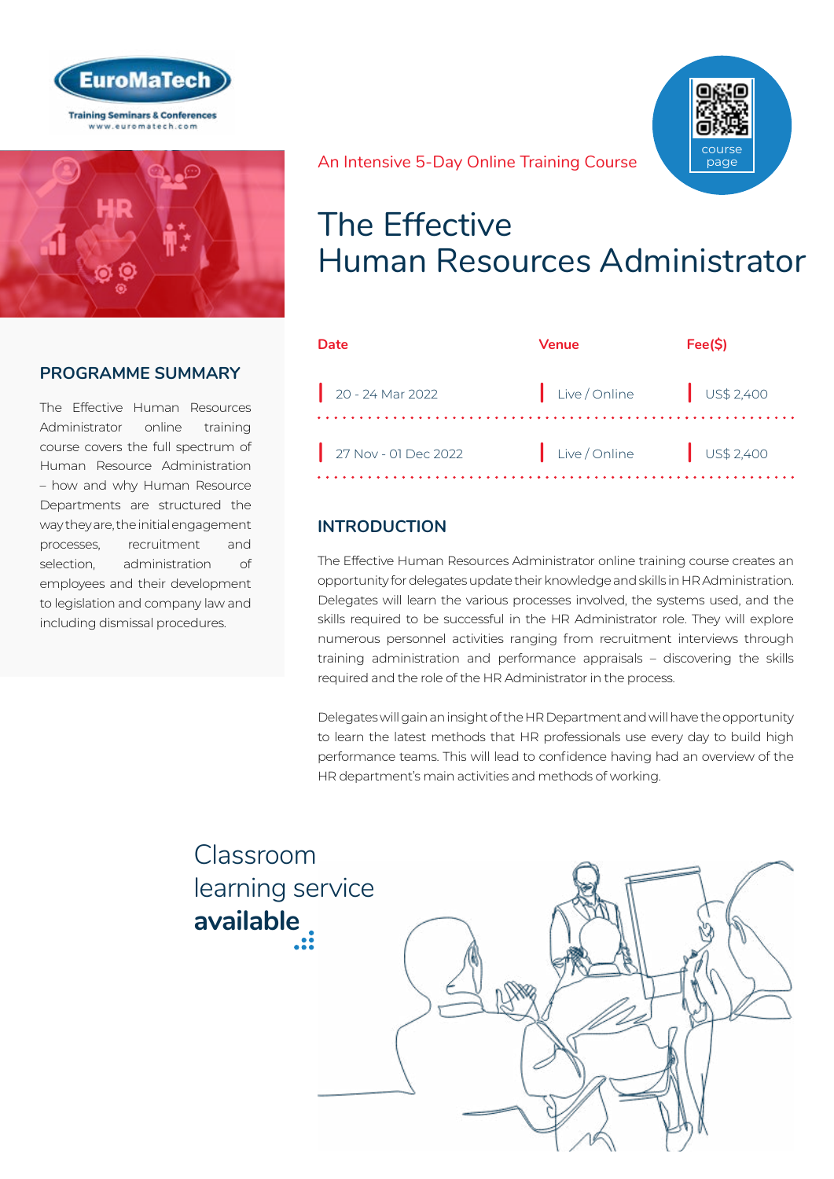EuroMaTech

Training Seminars & Conferences
www.euromatech.com

An Intensive 5-Day Online Training Course

course page

# The Effective Human Resources Administrator

| Date | Venue | Fee($) |
| --- | --- | --- |
| 20 - 24 Mar 2022 | Live / Online | US$ 2,400 |
| 27 Nov - 01 Dec 2022 | Live / Online | US$ 2,400 |

## PROGRAMME SUMMARY

The Effective Human Resources Administrator online training course covers the full spectrum of Human Resource Administration – how and why Human Resource Departments are structured the way they are, the initial engagement processes, recruitment and selection, administration of employees and their development to legislation and company law and including dismissal procedures.

## INTRODUCTION

The Effective Human Resources Administrator online training course creates an opportunity for delegates update their knowledge and skills in HR Administration. Delegates will learn the various processes involved, the systems used, and the skills required to be successful in the HR Administrator role. They will explore numerous personnel activities ranging from recruitment interviews through training administration and performance appraisals – discovering the skills required and the role of the HR Administrator in the process.

Delegates will gain an insight of the HR Department and will have the opportunity to learn the latest methods that HR professionals use every day to build high performance teams. This will lead to confidence having had an overview of the HR department's main activities and methods of working.

Classroom learning service **available**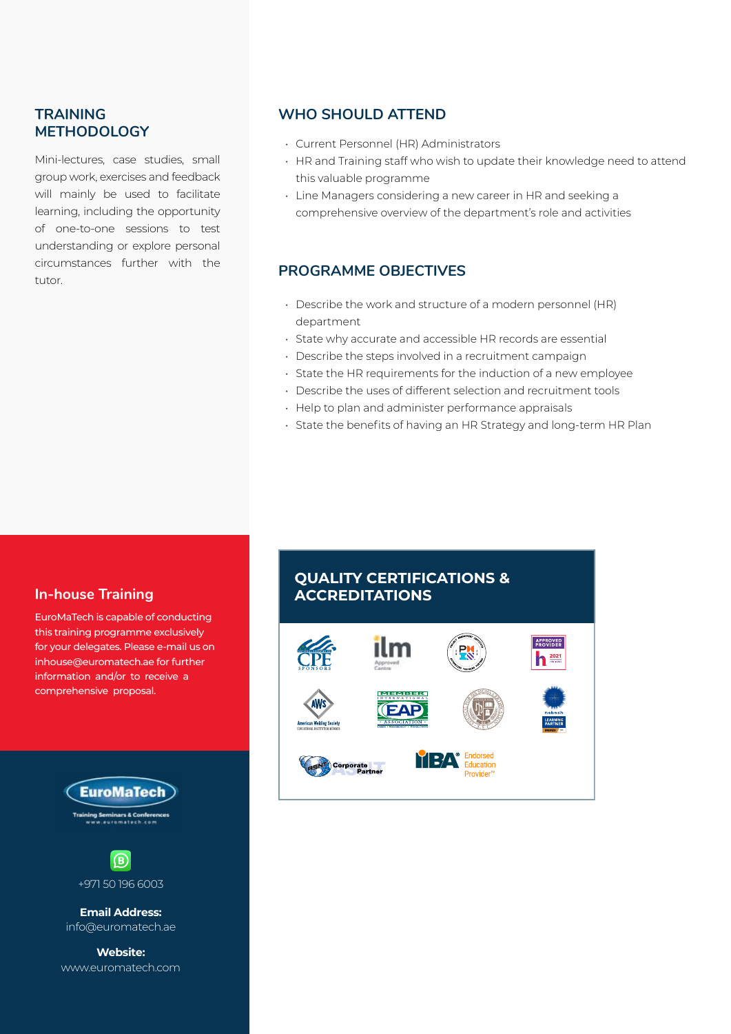## TRAINING METHODOLOGY

Mini-lectures, case studies, small group work, exercises and feedback will mainly be used to facilitate learning, including the opportunity of one-to-one sessions to test understanding or explore personal circumstances further with the tutor.

## WHO SHOULD ATTEND

- Current Personnel (HR) Administrators
- HR and Training staff who wish to update their knowledge need to attend this valuable programme
- Line Managers considering a new career in HR and seeking a comprehensive overview of the department's role and activities

## PROGRAMME OBJECTIVES

- Describe the work and structure of a modern personnel (HR) department
- State why accurate and accessible HR records are essential
- Describe the steps involved in a recruitment campaign
- State the HR requirements for the induction of a new employee
- Describe the uses of different selection and recruitment tools
- Help to plan and administer performance appraisals
- State the benefits of having an HR Strategy and long-term HR Plan

### In-house Training

EuroMaTech is capable of conducting this training programme exclusively for your delegates. Please e-mail us on inhouse@euromatech.ae for further information and/or to receive a comprehensive proposal.

## QUALITY CERTIFICATIONS & ACCREDITATIONS

EuroMaTech
Training Seminars & Conferences
www.euromatech.com

+971 50 196 6003

**Email Address:**
info@euromatech.ae

**Website:**
www.euromatech.com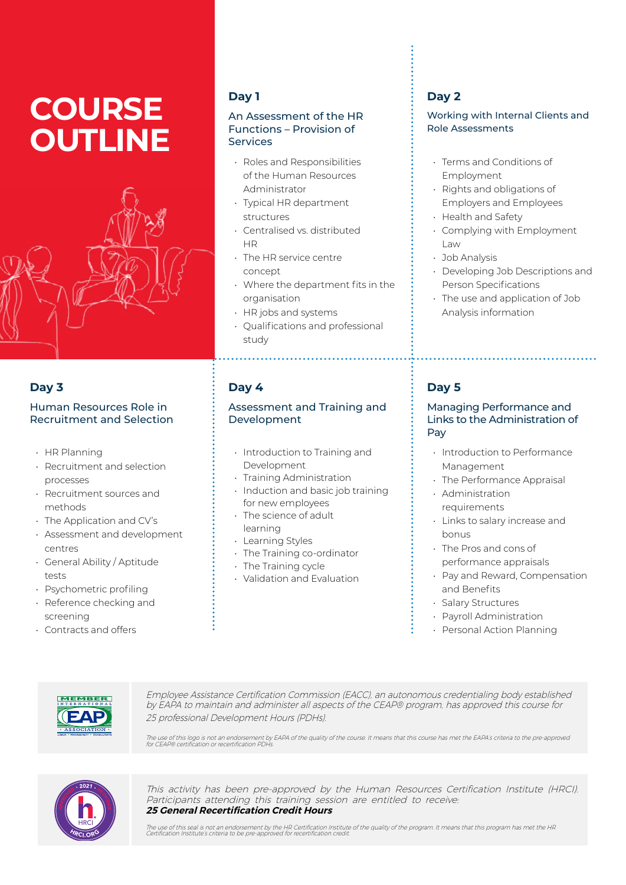# COURSE OUTLINE

## Day 1

### An Assessment of the HR Functions – Provision of Services

- Roles and Responsibilities of the Human Resources Administrator
- Typical HR department structures
- Centralised vs. distributed HR
- The HR service centre concept
- Where the department fits in the organisation
- HR jobs and systems
- Qualifications and professional study

## Day 2

### Working with Internal Clients and Role Assessments

- Terms and Conditions of Employment
- Rights and obligations of Employers and Employees
- Health and Safety
- Complying with Employment Law
- Job Analysis
- Developing Job Descriptions and Person Specifications
- The use and application of Job Analysis information

## Day 3

### Human Resources Role in Recruitment and Selection

- HR Planning
- Recruitment and selection processes
- Recruitment sources and methods
- The Application and CV's
- Assessment and development centres
- General Ability / Aptitude tests
- Psychometric profiling
- Reference checking and screening
- Contracts and offers

## Day 4

### Assessment and Training and Development

- Introduction to Training and Development
- Training Administration
- Induction and basic job training for new employees
- The science of adult learning
- Learning Styles
- The Training co-ordinator
- The Training cycle
- Validation and Evaluation

## Day 5

### Managing Performance and Links to the Administration of Pay

- Introduction to Performance Management
- The Performance Appraisal
- Administration requirements
- Links to salary increase and bonus
- The Pros and cons of performance appraisals
- Pay and Reward, Compensation and Benefits
- Salary Structures
- Payroll Administration
- Personal Action Planning

*Employee Assistance Certification Commission (EACC), an autonomous credentialing body established by EAPA to maintain and administer all aspects of the CEAP® program, has approved this course for 25 professional Development Hours (PDHs).*

*The use of this logo is not an endorsement by EAPA of the quality of the course. It means that this course has met the EAPA's criteria to the pre-approved for CEAP® certification or recertification PDHs.*

*This activity has been pre-approved by the Human Resources Certification Institute (HRCI). Participants attending this training session are entitled to receive:*
***25 General Recertification Credit Hours***

*The use of this seal is not an endorsement by the HR Certification Institute of the quality of the program. It means that this program has met the HR Certification Institute's criteria to be pre-approved for recertification credit.*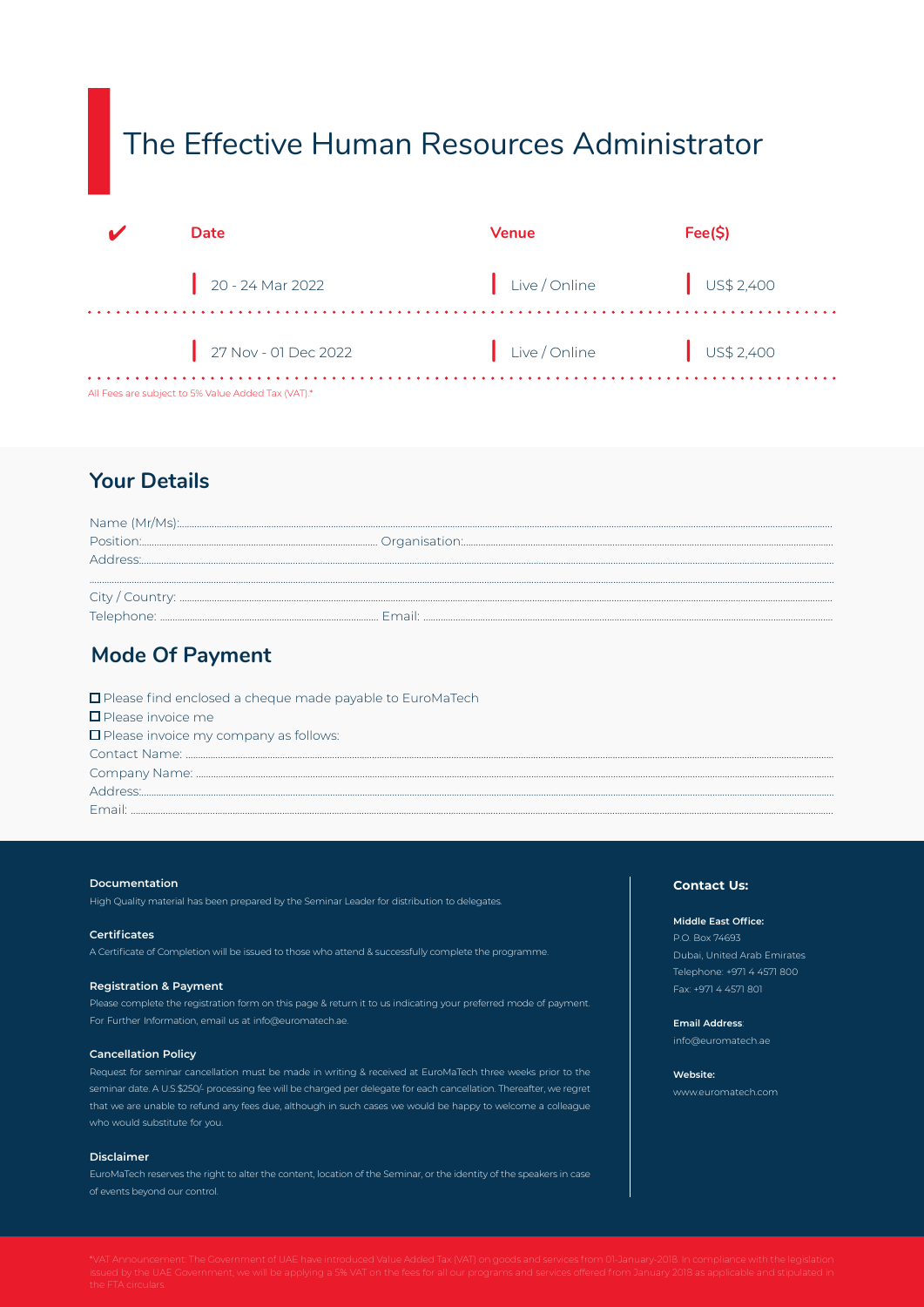# The Effective Human Resources Administrator

| ✔ | Date | Venue | Fee($) |
|---|---|---|---|
| | 20 - 24 Mar 2022 | Live / Online | US$ 2,400 |
| | 27 Nov - 01 Dec 2022 | Live / Online | US$ 2,400 |

All Fees are subject to 5% Value Added Tax (VAT).*

## Your Details

Name (Mr/Ms):

Position: Organisation:

Address:

City / Country:

Telephone: Email:

## Mode Of Payment

☐ Please find enclosed a cheque made payable to EuroMaTech

☐ Please invoice me

☐ Please invoice my company as follows:

Contact Name:

Company Name:

Address:

Email:

**Documentation**

High Quality material has been prepared by the Seminar Leader for distribution to delegates.

**Certificates**

A Certificate of Completion will be issued to those who attend & successfully complete the programme.

**Registration & Payment**

Please complete the registration form on this page & return it to us indicating your preferred mode of payment. For Further Information, email us at info@euromatech.ae.

**Cancellation Policy**

Request for seminar cancellation must be made in writing & received at EuroMaTech three weeks prior to the seminar date. A U.S.$250/- processing fee will be charged per delegate for each cancellation. Thereafter, we regret that we are unable to refund any fees due, although in such cases we would be happy to welcome a colleague who would substitute for you.

**Disclaimer**

EuroMaTech reserves the right to alter the content, location of the Seminar, or the identity of the speakers in case of events beyond our control.

**Contact Us:**

**Middle East Office:**
P.O. Box 74693
Dubai, United Arab Emirates
Telephone: +971 4 4571 800
Fax: +971 4 4571 801

**Email Address**
info@euromatech.ae

**Website:**
www.euromatech.com

*VAT Announcement: The Government of UAE have introduced Value Added Tax (VAT) on goods and services from 01-January-2018. In compliance with the legislation issued by the UAE Government, we will be applying a 5% VAT on the fees for all our programs and services offered from January 2018 as applicable and stipulated in the FTA circulars.